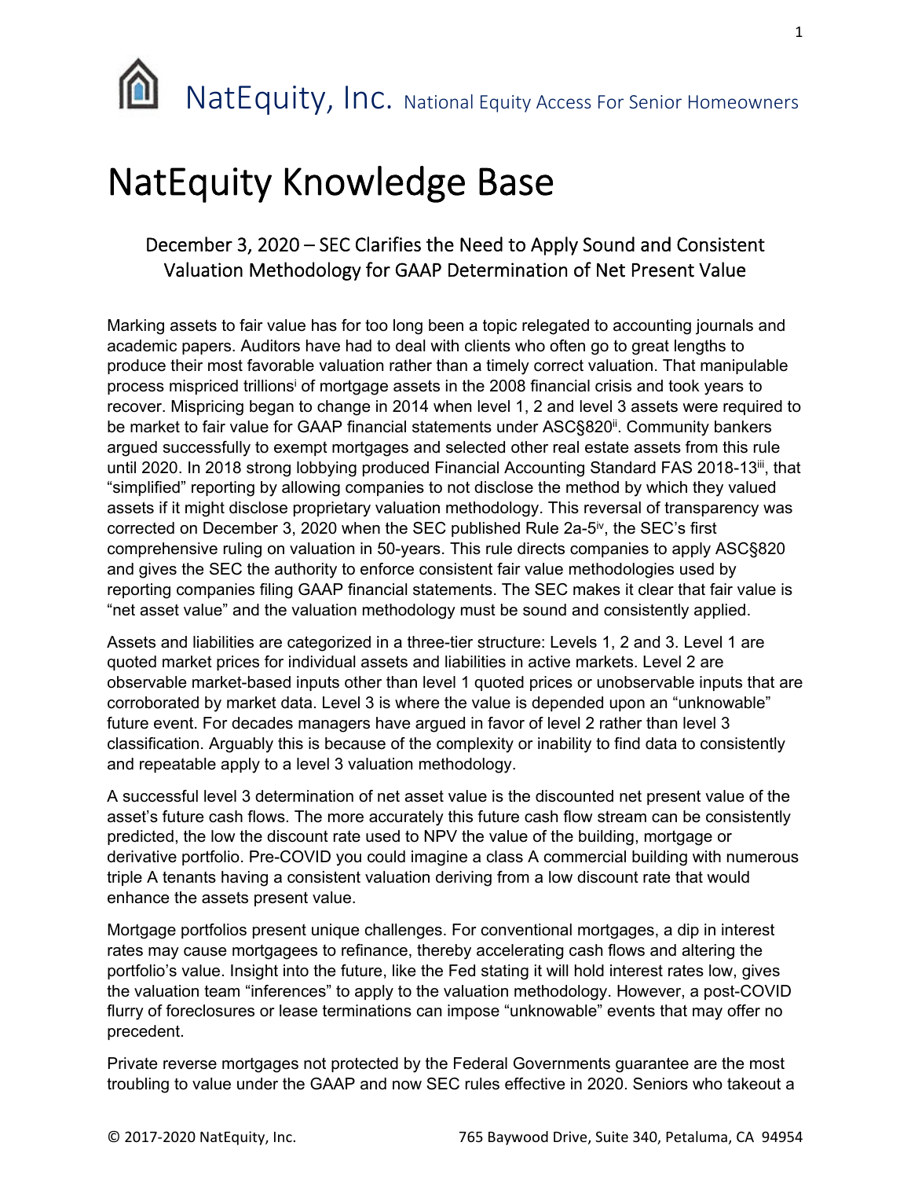NatEquity, Inc. National Equity Access For Senior Homeowners

# NatEquity Knowledge Base

## December 3, 2020 – SEC Clarifies the Need to Apply Sound and Consistent Valuation Methodology for GAAP Determination of Net Present Value

Marking assets to fair value has for too long been a topic relegated to accounting journals and academic papers. Auditors have had to deal with clients who often go to great lengths to produce their most favorable valuation rather than a timely correct valuation. That manipulable process mispriced trillions[i] of mortgage assets in the 2008 financial crisis and took years to recover. Mispricing began to change in 2014 when level 1, 2 and level 3 assets were required to be market to fair value for GAAP financial statements under ASC§820[ii]. Community bankers argued successfully to exempt mortgages and selected other real estate assets from this rule until 2020. In 2018 strong lobbying produced Financial Accounting Standard FAS 2018-13[iii], that "simplified" reporting by allowing companies to not disclose the method by which they valued assets if it might disclose proprietary valuation methodology. This reversal of transparency was corrected on December 3, 2020 when the SEC published Rule 2a-5[iv], the SEC's first comprehensive ruling on valuation in 50-years. This rule directs companies to apply ASC§820 and gives the SEC the authority to enforce consistent fair value methodologies used by reporting companies filing GAAP financial statements. The SEC makes it clear that fair value is "net asset value" and the valuation methodology must be sound and consistently applied.

Assets and liabilities are categorized in a three-tier structure: Levels 1, 2 and 3. Level 1 are quoted market prices for individual assets and liabilities in active markets. Level 2 are observable market-based inputs other than level 1 quoted prices or unobservable inputs that are corroborated by market data. Level 3 is where the value is depended upon an "unknowable" future event. For decades managers have argued in favor of level 2 rather than level 3 classification. Arguably this is because of the complexity or inability to find data to consistently and repeatable apply to a level 3 valuation methodology.

A successful level 3 determination of net asset value is the discounted net present value of the asset's future cash flows. The more accurately this future cash flow stream can be consistently predicted, the low the discount rate used to NPV the value of the building, mortgage or derivative portfolio. Pre-COVID you could imagine a class A commercial building with numerous triple A tenants having a consistent valuation deriving from a low discount rate that would enhance the assets present value.

Mortgage portfolios present unique challenges. For conventional mortgages, a dip in interest rates may cause mortgagees to refinance, thereby accelerating cash flows and altering the portfolio's value. Insight into the future, like the Fed stating it will hold interest rates low, gives the valuation team "inferences" to apply to the valuation methodology. However, a post-COVID flurry of foreclosures or lease terminations can impose "unknowable" events that may offer no precedent.

Private reverse mortgages not protected by the Federal Governments guarantee are the most troubling to value under the GAAP and now SEC rules effective in 2020. Seniors who takeout a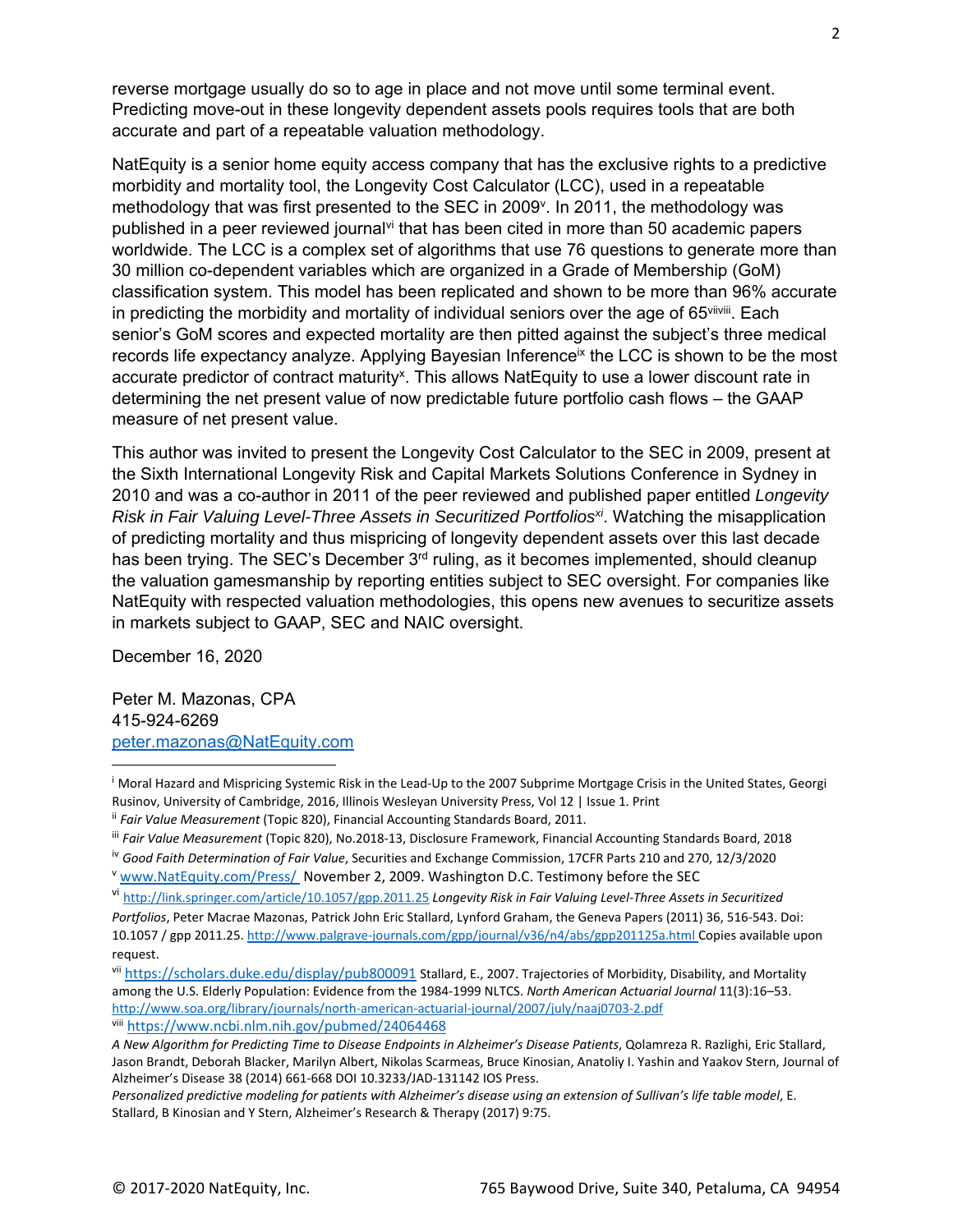reverse mortgage usually do so to age in place and not move until some terminal event. Predicting move-out in these longevity dependent assets pools requires tools that are both accurate and part of a repeatable valuation methodology.

NatEquity is a senior home equity access company that has the exclusive rights to a predictive morbidity and mortality tool, the Longevity Cost Calculator (LCC), used in a repeatable methodology that was first presented to the SEC in 2009[v]. In 2011, the methodology was published in a peer reviewed journal[vi] that has been cited in more than 50 academic papers worldwide. The LCC is a complex set of algorithms that use 76 questions to generate more than 30 million co-dependent variables which are organized in a Grade of Membership (GoM) classification system. This model has been replicated and shown to be more than 96% accurate in predicting the morbidity and mortality of individual seniors over the age of 65[vii,viii]. Each senior's GoM scores and expected mortality are then pitted against the subject's three medical records life expectancy analyze. Applying Bayesian Inference[ix] the LCC is shown to be the most accurate predictor of contract maturity[x]. This allows NatEquity to use a lower discount rate in determining the net present value of now predictable future portfolio cash flows – the GAAP measure of net present value.

This author was invited to present the Longevity Cost Calculator to the SEC in 2009, present at the Sixth International Longevity Risk and Capital Markets Solutions Conference in Sydney in 2010 and was a co-author in 2011 of the peer reviewed and published paper entitled *Longevity Risk in Fair Valuing Level-Three Assets in Securitized Portfolios*[xi]. Watching the misapplication of predicting mortality and thus mispricing of longevity dependent assets over this last decade has been trying. The SEC's December 3rd ruling, as it becomes implemented, should cleanup the valuation gamesmanship by reporting entities subject to SEC oversight. For companies like NatEquity with respected valuation methodologies, this opens new avenues to securitize assets in markets subject to GAAP, SEC and NAIC oversight.

December 16, 2020

Peter M. Mazonas, CPA
415-924-6269
peter.mazonas@NatEquity.com

---

[i] Moral Hazard and Mispricing Systemic Risk in the Lead-Up to the 2007 Subprime Mortgage Crisis in the United States, Georgi Rusinov, University of Cambridge, 2016, Illinois Wesleyan University Press, Vol 12 | Issue 1. Print

[ii] *Fair Value Measurement* (Topic 820), Financial Accounting Standards Board, 2011.

[iii] *Fair Value Measurement* (Topic 820), No.2018-13, Disclosure Framework, Financial Accounting Standards Board, 2018

[iv] *Good Faith Determination of Fair Value*, Securities and Exchange Commission, 17CFR Parts 210 and 270, 12/3/2020

[v] www.NatEquity.com/Press/ November 2, 2009. Washington D.C. Testimony before the SEC

[vi] http://link.springer.com/article/10.1057/gpp.2011.25 *Longevity Risk in Fair Valuing Level-Three Assets in Securitized Portfolios*, Peter Macrae Mazonas, Patrick John Eric Stallard, Lynford Graham, the Geneva Papers (2011) 36, 516-543. Doi: 10.1057 / gpp 2011.25. http://www.palgrave-journals.com/gpp/journal/v36/n4/abs/gpp201125a.html Copies available upon request.

[vii] https://scholars.duke.edu/display/pub800091 Stallard, E., 2007. Trajectories of Morbidity, Disability, and Mortality among the U.S. Elderly Population: Evidence from the 1984-1999 NLTCS. *North American Actuarial Journal* 11(3):16–53. http://www.soa.org/library/journals/north-american-actuarial-journal/2007/july/naaj0703-2.pdf

[viii] https://www.ncbi.nlm.nih.gov/pubmed/24064468

*A New Algorithm for Predicting Time to Disease Endpoints in Alzheimer's Disease Patients*, Qolamreza R. Razlighi, Eric Stallard, Jason Brandt, Deborah Blacker, Marilyn Albert, Nikolas Scarmeas, Bruce Kinosian, Anatoliy I. Yashin and Yaakov Stern, Journal of Alzheimer's Disease 38 (2014) 661-668 DOI 10.3233/JAD-131142 IOS Press.

*Personalized predictive modeling for patients with Alzheimer's disease using an extension of Sullivan's life table model*, E. Stallard, B Kinosian and Y Stern, Alzheimer's Research & Therapy (2017) 9:75.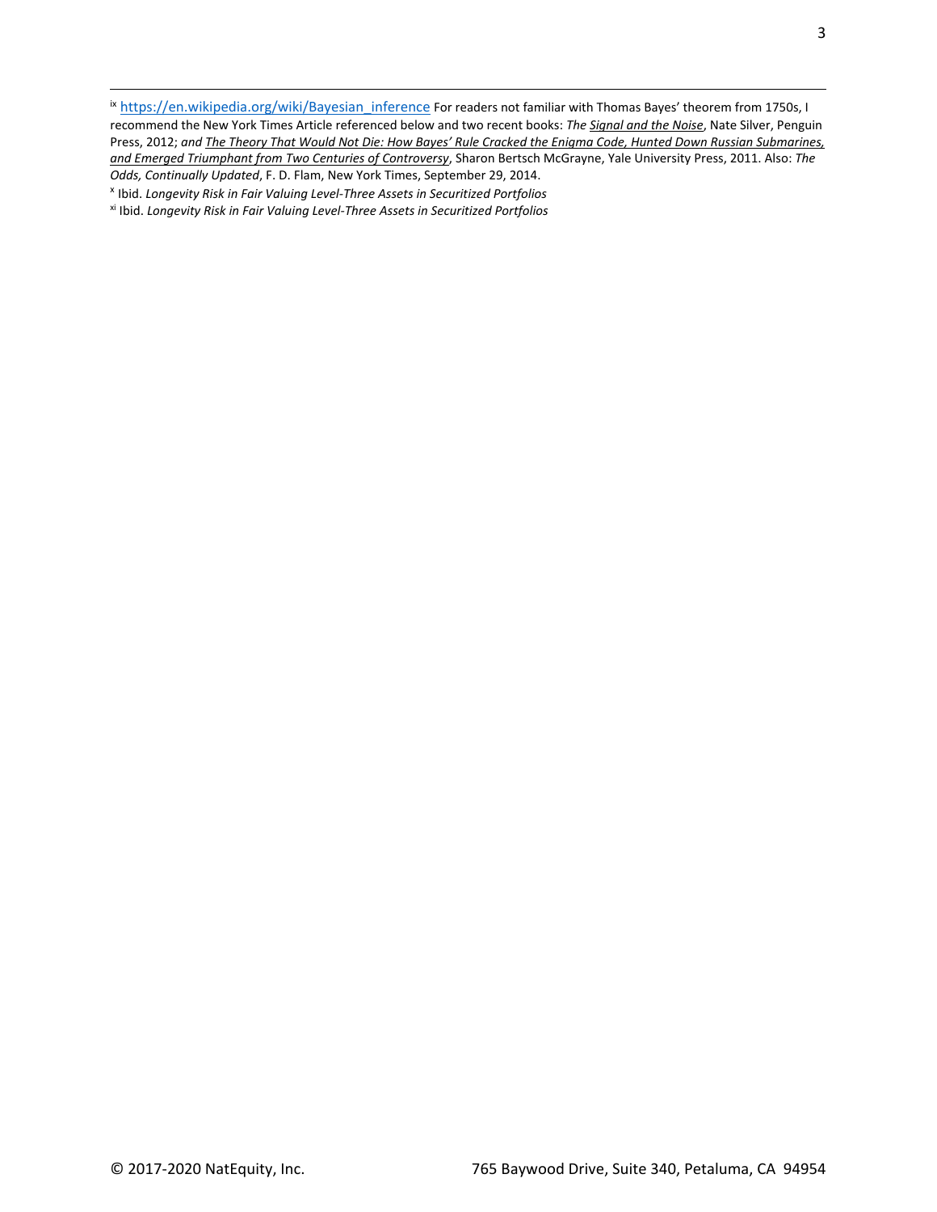[ix] https://en.wikipedia.org/wiki/Bayesian_inference For readers not familiar with Thomas Bayes' theorem from 1750s, I recommend the New York Times Article referenced below and two recent books: *The Signal and the Noise*, Nate Silver, Penguin Press, 2012; *and The Theory That Would Not Die: How Bayes' Rule Cracked the Enigma Code, Hunted Down Russian Submarines, and Emerged Triumphant from Two Centuries of Controversy*, Sharon Bertsch McGrayne, Yale University Press, 2011. Also: *The Odds, Continually Updated*, F. D. Flam, New York Times, September 29, 2014.

[x] Ibid. *Longevity Risk in Fair Valuing Level-Three Assets in Securitized Portfolios*

[xi] Ibid. *Longevity Risk in Fair Valuing Level-Three Assets in Securitized Portfolios*

© 2017-2020 NatEquity, Inc. 765 Baywood Drive, Suite 340, Petaluma, CA 94954